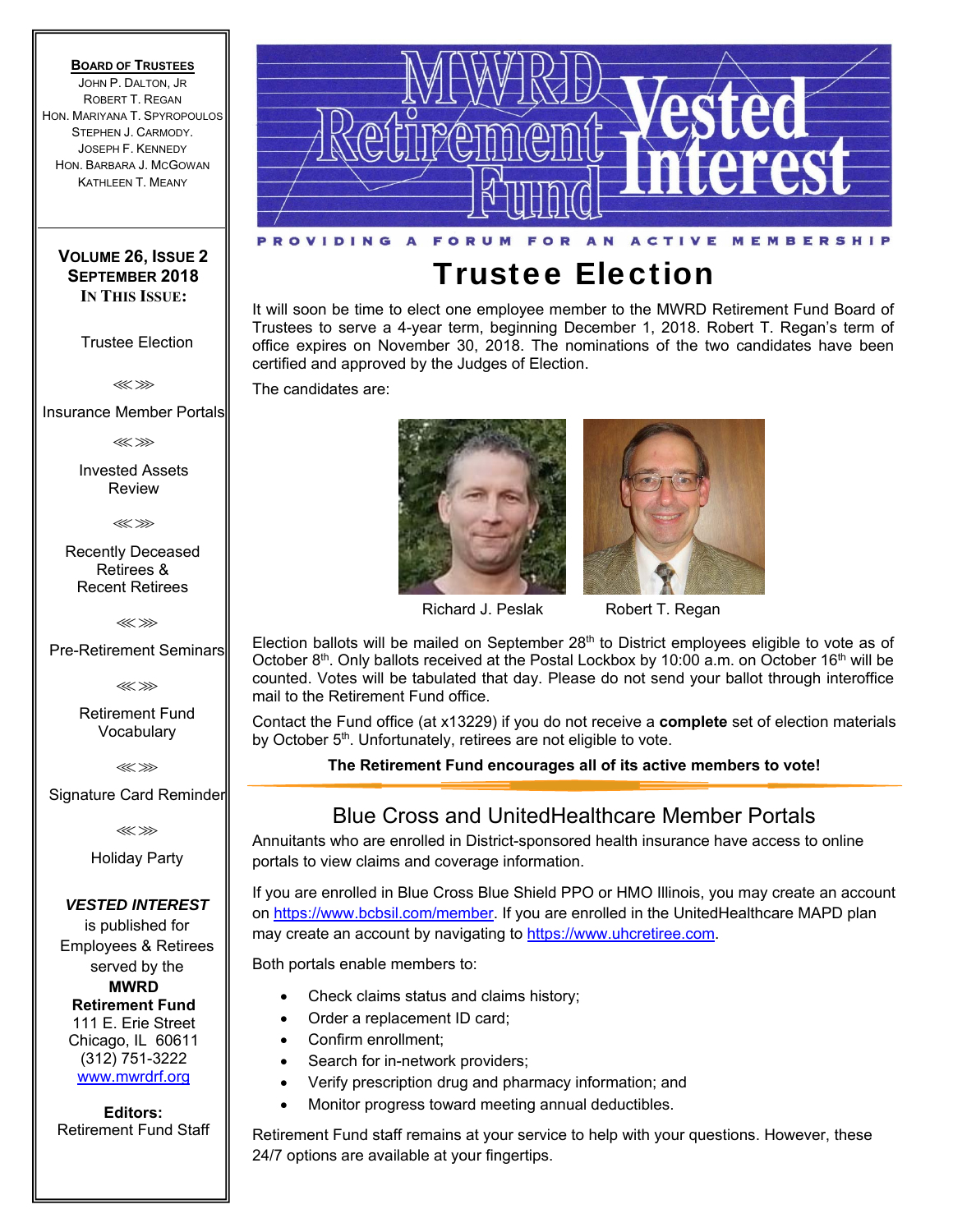# MWRD Retirement Fund Vested Interest

PROVIDING A FORUM FOR AN ACTIVE MEMBERSHIP

**BOARD OF TRUSTEES**
JOHN P. DALTON, JR
ROBERT T. REGAN
HON. MARIYANA T. SPYROPOULOS
STEPHEN J. CARMODY.
JOSEPH F. KENNEDY
HON. BARBARA J. MCGOWAN
KATHLEEN T. MEANY

**VOLUME 26, ISSUE 2**
**SEPTEMBER 2018**
**IN THIS ISSUE:**

- Trustee Election
- Insurance Member Portals
- Invested Assets Review
- Recently Deceased Retirees & Recent Retirees
- Pre-Retirement Seminars
- Retirement Fund Vocabulary
- Signature Card Reminder
- Holiday Party

***VESTED INTEREST*** is published for Employees & Retirees served by the **MWRD Retirement Fund**
111 E. Erie Street
Chicago, IL 60611
(312) 751-3222
www.mwrdrf.org

**Editors:**
Retirement Fund Staff

## Trustee Election

It will soon be time to elect one employee member to the MWRD Retirement Fund Board of Trustees to serve a 4-year term, beginning December 1, 2018. Robert T. Regan's term of office expires on November 30, 2018. The nominations of the two candidates have been certified and approved by the Judges of Election.

The candidates are:

Richard J. Peslak        Robert T. Regan

Election ballots will be mailed on September 28th to District employees eligible to vote as of October 8th. Only ballots received at the Postal Lockbox by 10:00 a.m. on October 16th will be counted. Votes will be tabulated that day. Please do not send your ballot through interoffice mail to the Retirement Fund office.

Contact the Fund office (at x13229) if you do not receive a **complete** set of election materials by October 5th. Unfortunately, retirees are not eligible to vote.

**The Retirement Fund encourages all of its active members to vote!**

## Blue Cross and UnitedHealthcare Member Portals

Annuitants who are enrolled in District-sponsored health insurance have access to online portals to view claims and coverage information.

If you are enrolled in Blue Cross Blue Shield PPO or HMO Illinois, you may create an account on https://www.bcbsil.com/member. If you are enrolled in the UnitedHealthcare MAPD plan may create an account by navigating to https://www.uhcretiree.com.

Both portals enable members to:

- Check claims status and claims history;
- Order a replacement ID card;
- Confirm enrollment;
- Search for in-network providers;
- Verify prescription drug and pharmacy information; and
- Monitor progress toward meeting annual deductibles.

Retirement Fund staff remains at your service to help with your questions. However, these 24/7 options are available at your fingertips.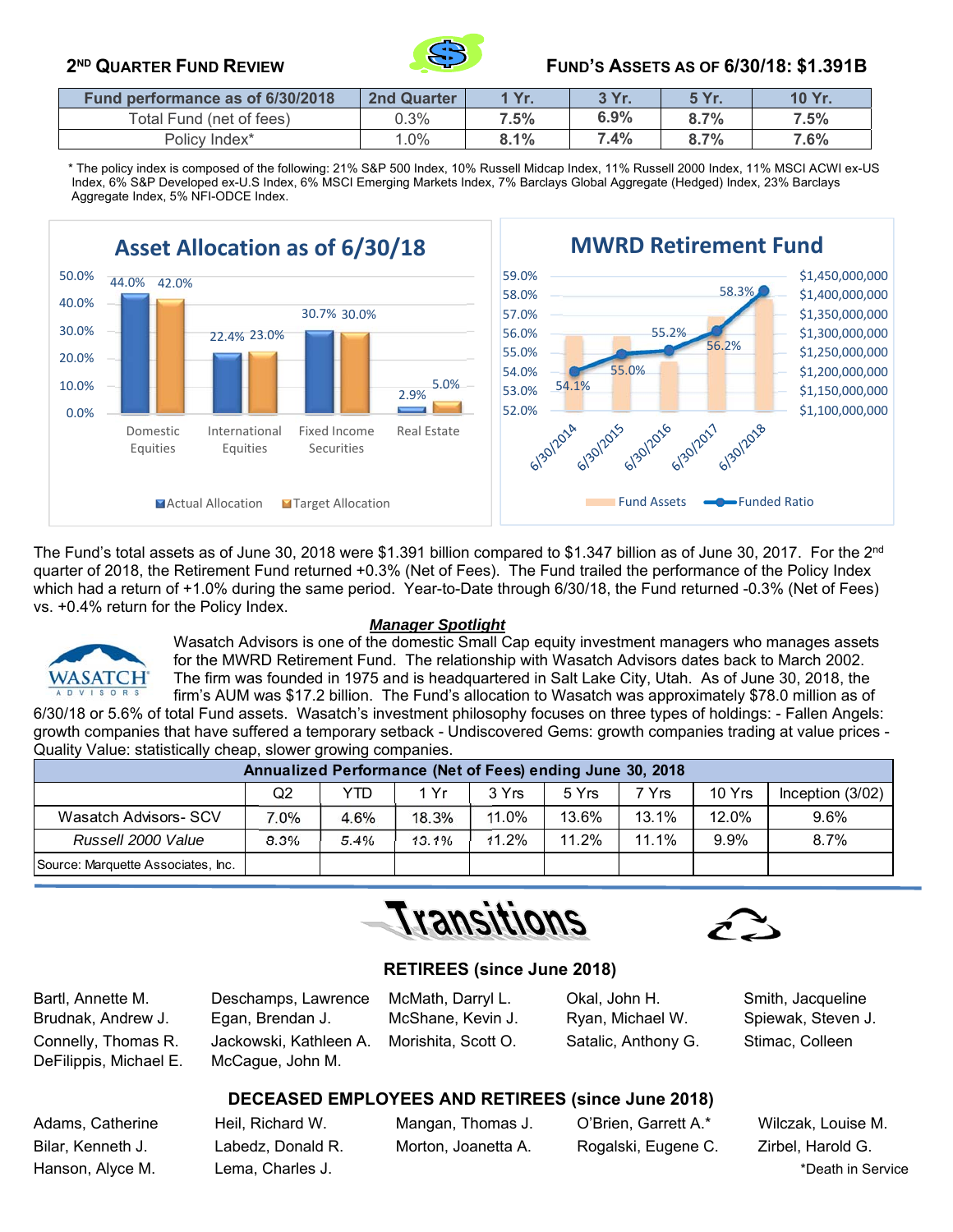## 2[ND] QUARTER FUND REVIEW

## FUND'S ASSETS AS OF 6/30/18: $1.391B

| Fund performance as of 6/30/2018 | 2nd Quarter | 1 Yr. | 3 Yr. | 5 Yr. | 10 Yr. |
|---|---|---|---|---|---|
| Total Fund (net of fees) | 0.3% | 7.5% | 6.9% | 8.7% | 7.5% |
| Policy Index* | 1.0% | 8.1% | 7.4% | 8.7% | 7.6% |

* The policy index is composed of the following: 21% S&P 500 Index, 10% Russell Midcap Index, 11% Russell 2000 Index, 11% MSCI ACWI ex-US Index, 6% S&P Developed ex-U.S Index, 6% MSCI Emerging Markets Index, 7% Barclays Global Aggregate (Hedged) Index, 23% Barclays Aggregate Index, 5% NFI-ODCE Index.

**Asset Allocation as of 6/30/18**

| | Actual Allocation | Target Allocation |
|---|---|---|
| Domestic Equities | 44.0% | 42.0% |
| International Equities | 22.4% | 23.0% |
| Fixed Income Securities | 30.7% | 30.0% |
| Real Estate | 2.9% | 5.0% |

**MWRD Retirement Fund**

| | Funded Ratio |
|---|---|
| 6/30/2014 | 54.1% |
| 6/30/2015 | 55.0% |
| 6/30/2016 | 55.2% |
| 6/30/2017 | 56.2% |
| 6/30/2018 | 58.3% |

The Fund's total assets as of June 30, 2018 were $1.391 billion compared to $1.347 billion as of June 30, 2017. For the 2[nd] quarter of 2018, the Retirement Fund returned +0.3% (Net of Fees). The Fund trailed the performance of the Policy Index which had a return of +1.0% during the same period. Year-to-Date through 6/30/18, the Fund returned -0.3% (Net of Fees) vs. +0.4% return for the Policy Index.

***Manager Spotlight***

Wasatch Advisors is one of the domestic Small Cap equity investment managers who manages assets for the MWRD Retirement Fund. The relationship with Wasatch Advisors dates back to March 2002. The firm was founded in 1975 and is headquartered in Salt Lake City, Utah. As of June 30, 2018, the firm's AUM was $17.2 billion. The Fund's allocation to Wasatch was approximately $78.0 million as of 6/30/18 or 5.6% of total Fund assets. Wasatch's investment philosophy focuses on three types of holdings: - Fallen Angels: growth companies that have suffered a temporary setback - Undiscovered Gems: growth companies trading at value prices - Quality Value: statistically cheap, slower growing companies.

| Annualized Performance (Net of Fees) ending June 30, 2018 | | | | | | | | |
|---|---|---|---|---|---|---|---|---|
| | Q2 | YTD | 1 Yr | 3 Yrs | 5 Yrs | 7 Yrs | 10 Yrs | Inception (3/02) |
| Wasatch Advisors- SCV | 7.0% | 4.6% | 18.3% | 11.0% | 13.6% | 13.1% | 12.0% | 9.6% |
| *Russell 2000 Value* | 8.3% | 5.4% | 13.1% | 11.2% | 11.2% | 11.1% | 9.9% | 8.7% |
| Source: Marquette Associates, Inc. | | | | | | | | |

# Transitions

### RETIREES (since June 2018)

Bartl, Annette M.
Brudnak, Andrew J.
Connelly, Thomas R.
DeFilippis, Michael E.
Deschamps, Lawrence
Egan, Brendan J.
Jackowski, Kathleen A.
McCague, John M.
McMath, Darryl L.
McShane, Kevin J.
Morishita, Scott O.
Okal, John H.
Ryan, Michael W.
Satalic, Anthony G.
Smith, Jacqueline
Spiewak, Steven J.
Stimac, Colleen

### DECEASED EMPLOYEES AND RETIREES (since June 2018)

Adams, Catherine
Bilar, Kenneth J.
Hanson, Alyce M.
Heil, Richard W.
Labedz, Donald R.
Lema, Charles J.
Mangan, Thomas J.
Morton, Joanetta A.
O'Brien, Garrett A.*
Rogalski, Eugene C.
Wilczak, Louise M.
Zirbel, Harold G.

*Death in Service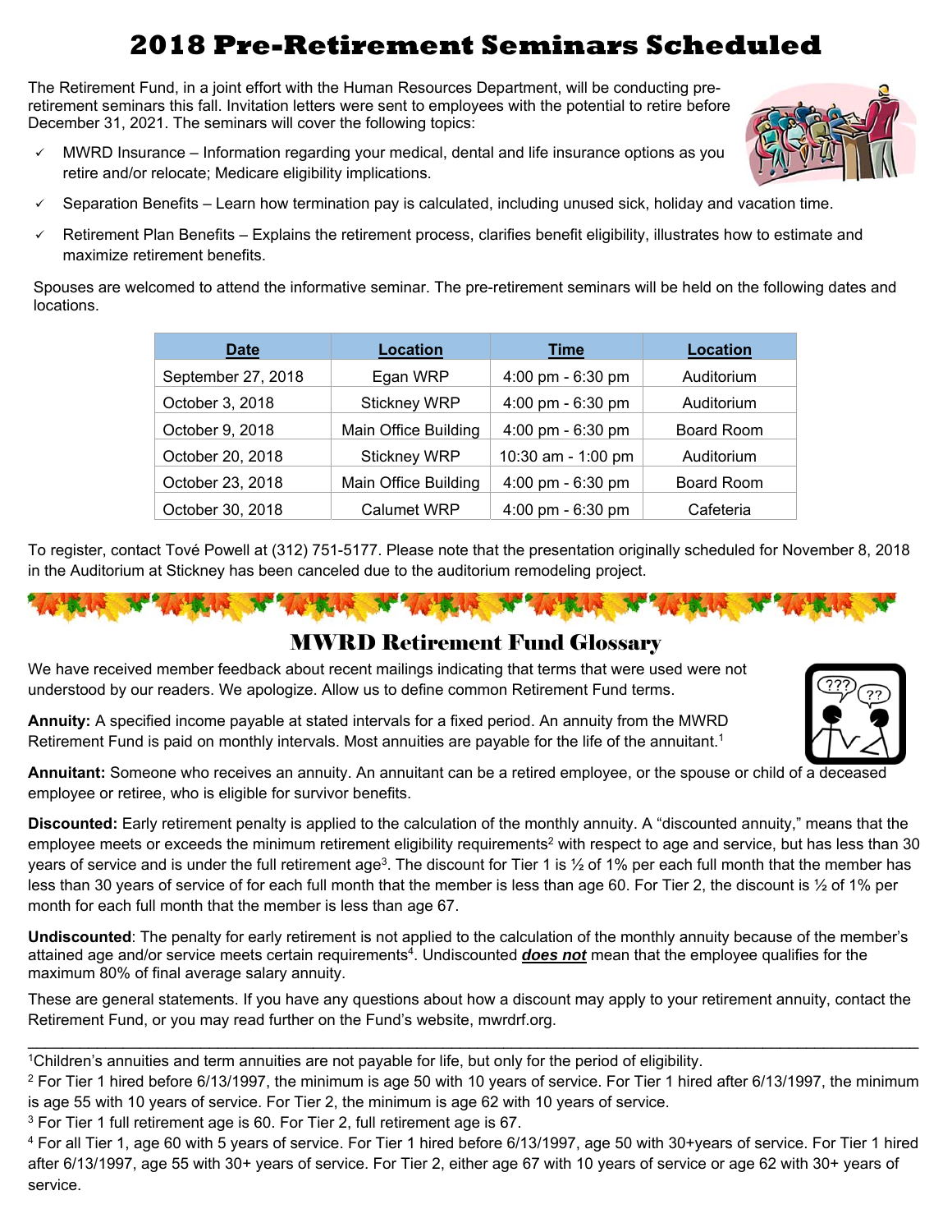# 2018 Pre-Retirement Seminars Scheduled

The Retirement Fund, in a joint effort with the Human Resources Department, will be conducting pre-retirement seminars this fall. Invitation letters were sent to employees with the potential to retire before December 31, 2021. The seminars will cover the following topics:

- ✓ MWRD Insurance – Information regarding your medical, dental and life insurance options as you retire and/or relocate; Medicare eligibility implications.
- ✓ Separation Benefits – Learn how termination pay is calculated, including unused sick, holiday and vacation time.
- ✓ Retirement Plan Benefits – Explains the retirement process, clarifies benefit eligibility, illustrates how to estimate and maximize retirement benefits.

Spouses are welcomed to attend the informative seminar. The pre-retirement seminars will be held on the following dates and locations.

| Date | Location | Time | Location |
|---|---|---|---|
| September 27, 2018 | Egan WRP | 4:00 pm - 6:30 pm | Auditorium |
| October 3, 2018 | Stickney WRP | 4:00 pm - 6:30 pm | Auditorium |
| October 9, 2018 | Main Office Building | 4:00 pm - 6:30 pm | Board Room |
| October 20, 2018 | Stickney WRP | 10:30 am - 1:00 pm | Auditorium |
| October 23, 2018 | Main Office Building | 4:00 pm - 6:30 pm | Board Room |
| October 30, 2018 | Calumet WRP | 4:00 pm - 6:30 pm | Cafeteria |

To register, contact Tové Powell at (312) 751-5177. Please note that the presentation originally scheduled for November 8, 2018 in the Auditorium at Stickney has been canceled due to the auditorium remodeling project.

## MWRD Retirement Fund Glossary

We have received member feedback about recent mailings indicating that terms that were used were not understood by our readers. We apologize. Allow us to define common Retirement Fund terms.

**Annuity:** A specified income payable at stated intervals for a fixed period. An annuity from the MWRD Retirement Fund is paid on monthly intervals. Most annuities are payable for the life of the annuitant.[1]

**Annuitant:** Someone who receives an annuity. An annuitant can be a retired employee, or the spouse or child of a deceased employee or retiree, who is eligible for survivor benefits.

**Discounted:** Early retirement penalty is applied to the calculation of the monthly annuity. A "discounted annuity," means that the employee meets or exceeds the minimum retirement eligibility requirements[2] with respect to age and service, but has less than 30 years of service and is under the full retirement age[3]. The discount for Tier 1 is ½ of 1% per each full month that the member has less than 30 years of service of for each full month that the member is less than age 60. For Tier 2, the discount is ½ of 1% per month for each full month that the member is less than age 67.

**Undiscounted**: The penalty for early retirement is not applied to the calculation of the monthly annuity because of the member's attained age and/or service meets certain requirements[4]. Undiscounted ***does not*** mean that the employee qualifies for the maximum 80% of final average salary annuity.

These are general statements. If you have any questions about how a discount may apply to your retirement annuity, contact the Retirement Fund, or you may read further on the Fund's website, mwrdrf.org.

---

[1]Children's annuities and term annuities are not payable for life, but only for the period of eligibility.

[2] For Tier 1 hired before 6/13/1997, the minimum is age 50 with 10 years of service. For Tier 1 hired after 6/13/1997, the minimum is age 55 with 10 years of service. For Tier 2, the minimum is age 62 with 10 years of service.

[3] For Tier 1 full retirement age is 60. For Tier 2, full retirement age is 67.

[4] For all Tier 1, age 60 with 5 years of service. For Tier 1 hired before 6/13/1997, age 50 with 30+years of service. For Tier 1 hired after 6/13/1997, age 55 with 30+ years of service. For Tier 2, either age 67 with 10 years of service or age 62 with 30+ years of service.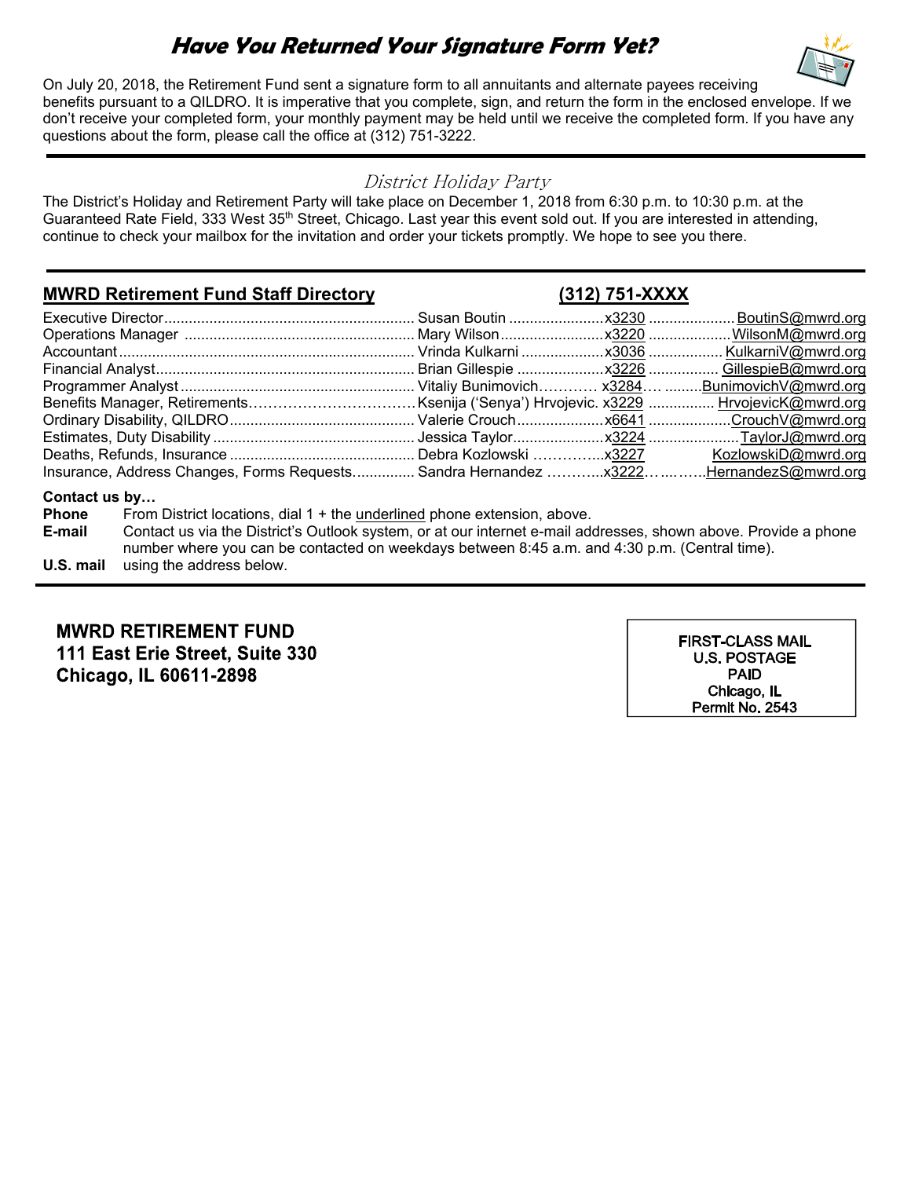## Have You Returned Your Signature Form Yet?

On July 20, 2018, the Retirement Fund sent a signature form to all annuitants and alternate payees receiving benefits pursuant to a QILDRO. It is imperative that you complete, sign, and return the form in the enclosed envelope. If we don't receive your completed form, your monthly payment may be held until we receive the completed form. If you have any questions about the form, please call the office at (312) 751-3222.

## *District Holiday Party*

The District's Holiday and Retirement Party will take place on December 1, 2018 from 6:30 p.m. to 10:30 p.m. at the Guaranteed Rate Field, 333 West 35th Street, Chicago. Last year this event sold out. If you are interested in attending, continue to check your mailbox for the invitation and order your tickets promptly. We hope to see you there.

## MWRD Retirement Fund Staff Directory — (312) 751-XXXX

| | | | |
|---|---|---|---|
| Executive Director | Susan Boutin | x3230 | BoutinS@mwrd.org |
| Operations Manager | Mary Wilson | x3220 | WilsonM@mwrd.org |
| Accountant | Vrinda Kulkarni | x3036 | KulkarniV@mwrd.org |
| Financial Analyst | Brian Gillespie | x3226 | GillespieB@mwrd.org |
| Programmer Analyst | Vitaliy Bunimovich | x3284 | BunimovichV@mwrd.org |
| Benefits Manager, Retirements | Ksenija ('Senya') Hrvojevic | x3229 | HrvojevicK@mwrd.org |
| Ordinary Disability, QILDRO | Valerie Crouch | x6641 | CrouchV@mwrd.org |
| Estimates, Duty Disability | Jessica Taylor | x3224 | TaylorJ@mwrd.org |
| Deaths, Refunds, Insurance | Debra Kozlowski | x3227 | KozlowskiD@mwrd.org |
| Insurance, Address Changes, Forms Requests | Sandra Hernandez | x3222 | HernandezS@mwrd.org |

**Contact us by…**

**Phone** From District locations, dial 1 + the underlined phone extension, above.

**E-mail** Contact us via the District's Outlook system, or at our internet e-mail addresses, shown above. Provide a phone number where you can be contacted on weekdays between 8:45 a.m. and 4:30 p.m. (Central time).

**U.S. mail** using the address below.

**MWRD RETIREMENT FUND**
**111 East Erie Street, Suite 330**
**Chicago, IL 60611-2898**

FIRST-CLASS MAIL
U.S. POSTAGE
PAID
Chicago, IL
Permit No. 2543